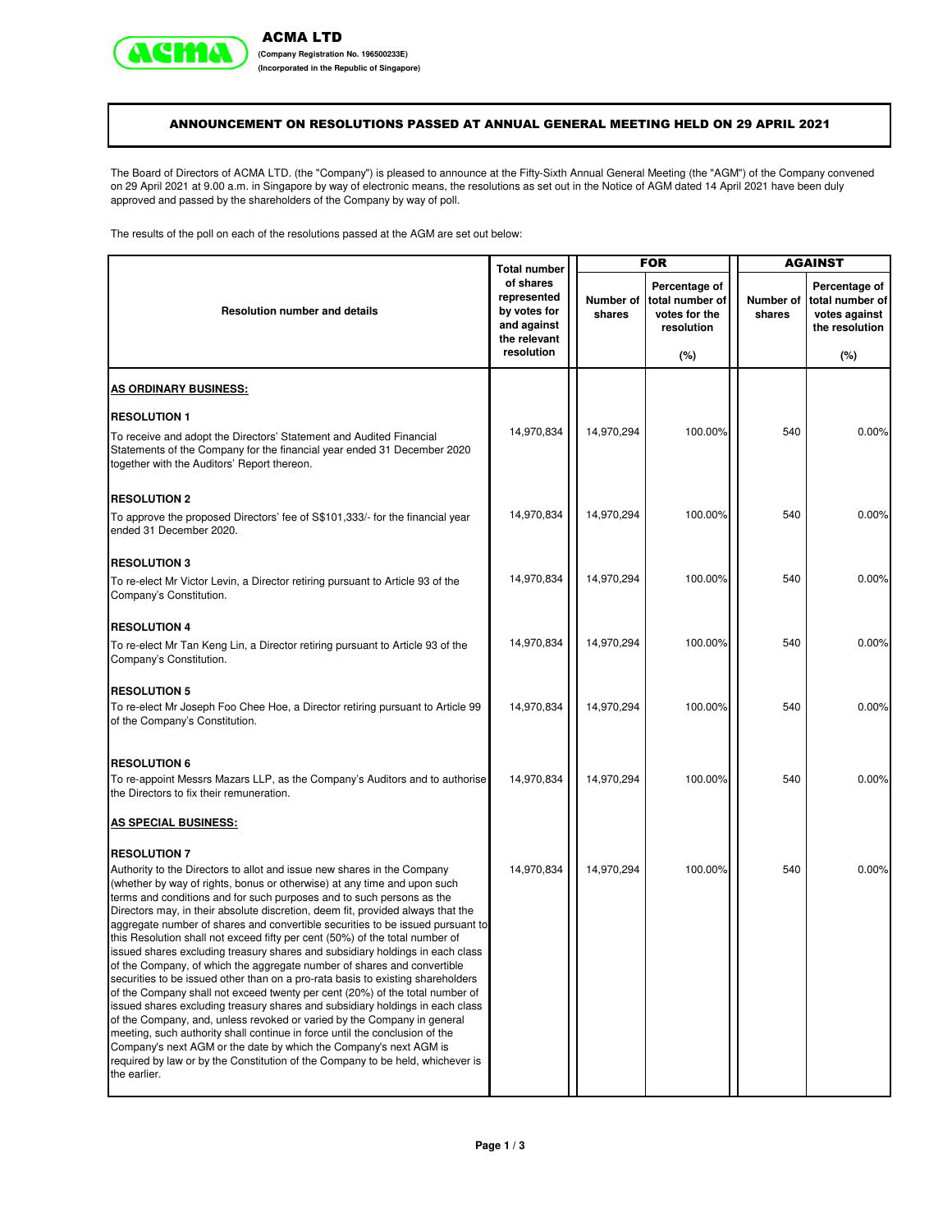ACMA LTD

(Company Registration No. 196500233E)

(Incorporated in the Republic of Singapore)

## ANNOUNCEMENT ON RESOLUTIONS PASSED AT ANNUAL GENERAL MEETING HELD ON 29 APRIL 2021

The Board of Directors of ACMA LTD. (the "Company") is pleased to announce at the Fifty-Sixth Annual General Meeting (the "AGM") of the Company convened on 29 April 2021 at 9.00 a.m. in Singapore by way of electronic means, the resolutions as set out in the Notice of AGM dated 14 April 2021 have been duly approved and passed by the shareholders of the Company by way of poll.

The results of the poll on each of the resolutions passed at the AGM are set out below:

| Resolution number and details | Total number of shares represented by votes for and against the relevant resolution | FOR | | AGAINST | |
|---|---|---|---|---|---|
| | | Number of shares | Percentage of total number of votes for the resolution (%) | Number of shares | Percentage of total number of votes against the resolution (%) |
| **AS ORDINARY BUSINESS:** | | | | | |
| **RESOLUTION 1** To receive and adopt the Directors' Statement and Audited Financial Statements of the Company for the financial year ended 31 December 2020 together with the Auditors' Report thereon. | 14,970,834 | 14,970,294 | 100.00% | 540 | 0.00% |
| **RESOLUTION 2** To approve the proposed Directors' fee of S$101,333/- for the financial year ended 31 December 2020. | 14,970,834 | 14,970,294 | 100.00% | 540 | 0.00% |
| **RESOLUTION 3** To re-elect Mr Victor Levin, a Director retiring pursuant to Article 93 of the Company's Constitution. | 14,970,834 | 14,970,294 | 100.00% | 540 | 0.00% |
| **RESOLUTION 4** To re-elect Mr Tan Keng Lin, a Director retiring pursuant to Article 93 of the Company's Constitution. | 14,970,834 | 14,970,294 | 100.00% | 540 | 0.00% |
| **RESOLUTION 5** To re-elect Mr Joseph Foo Chee Hoe, a Director retiring pursuant to Article 99 of the Company's Constitution. | 14,970,834 | 14,970,294 | 100.00% | 540 | 0.00% |
| **RESOLUTION 6** To re-appoint Messrs Mazars LLP, as the Company's Auditors and to authorise the Directors to fix their remuneration. | 14,970,834 | 14,970,294 | 100.00% | 540 | 0.00% |
| **AS SPECIAL BUSINESS:** | | | | | |
| **RESOLUTION 7** Authority to the Directors to allot and issue new shares in the Company (whether by way of rights, bonus or otherwise) at any time and upon such terms and conditions and for such purposes and to such persons as the Directors may, in their absolute discretion, deem fit, provided always that the aggregate number of shares and convertible securities to be issued pursuant to this Resolution shall not exceed fifty per cent (50%) of the total number of issued shares excluding treasury shares and subsidiary holdings in each class of the Company, of which the aggregate number of shares and convertible securities to be issued other than on a pro-rata basis to existing shareholders of the Company shall not exceed twenty per cent (20%) of the total number of issued shares excluding treasury shares and subsidiary holdings in each class of the Company, and, unless revoked or varied by the Company in general meeting, such authority shall continue in force until the conclusion of the Company's next AGM or the date by which the Company's next AGM is required by law or by the Constitution of the Company to be held, whichever is the earlier. | 14,970,834 | 14,970,294 | 100.00% | 540 | 0.00% |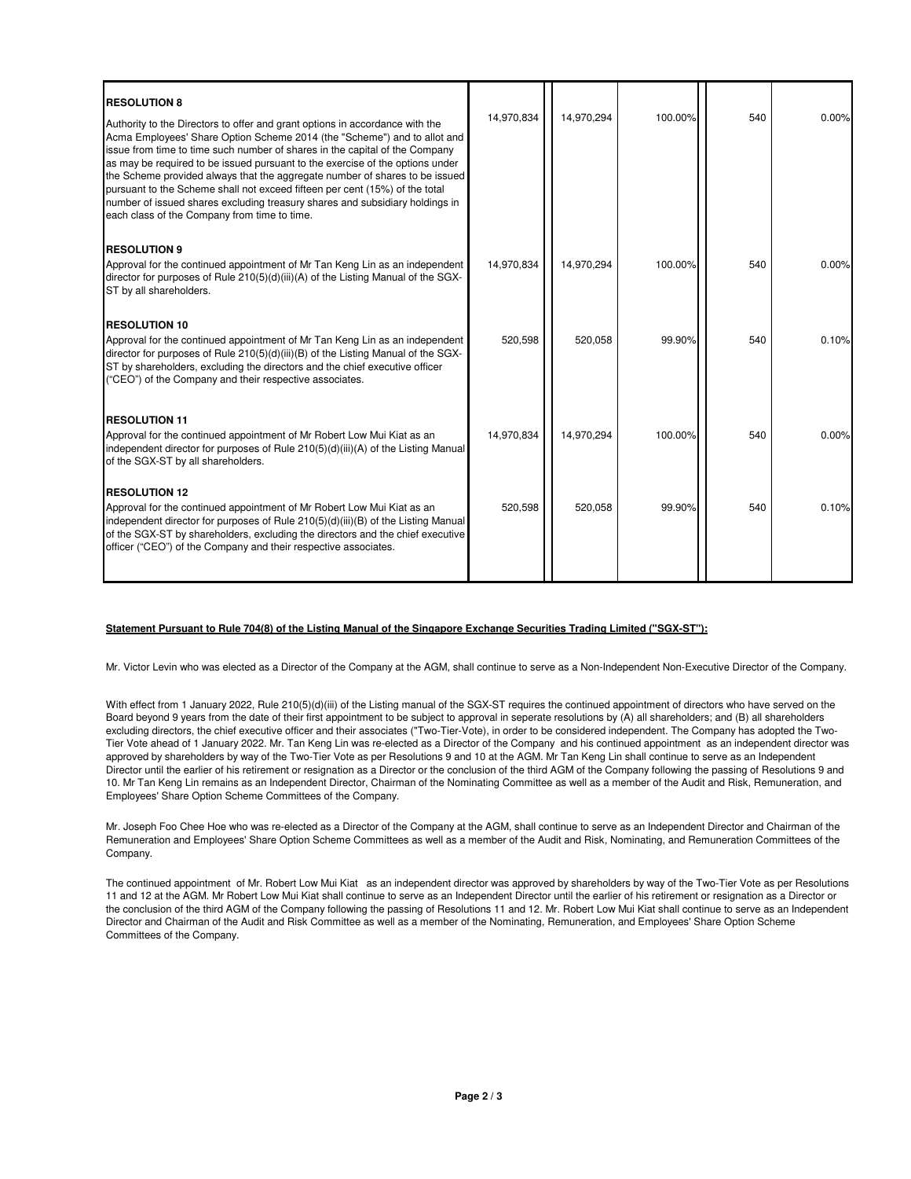| | | | | | |
|---|---|---|---|---|---|
| **RESOLUTION 8**<br>Authority to the Directors to offer and grant options in accordance with the Acma Employees' Share Option Scheme 2014 (the "Scheme") and to allot and issue from time to time such number of shares in the capital of the Company as may be required to be issued pursuant to the exercise of the options under the Scheme provided always that the aggregate number of shares to be issued pursuant to the Scheme shall not exceed fifteen per cent (15%) of the total number of issued shares excluding treasury shares and subsidiary holdings in each class of the Company from time to time. | 14,970,834 | 14,970,294 | 100.00% | 540 | 0.00% |
| **RESOLUTION 9**<br>Approval for the continued appointment of Mr Tan Keng Lin as an independent director for purposes of Rule 210(5)(d)(iii)(A) of the Listing Manual of the SGX-ST by all shareholders. | 14,970,834 | 14,970,294 | 100.00% | 540 | 0.00% |
| **RESOLUTION 10**<br>Approval for the continued appointment of Mr Tan Keng Lin as an independent director for purposes of Rule 210(5)(d)(iii)(B) of the Listing Manual of the SGX-ST by shareholders, excluding the directors and the chief executive officer ("CEO") of the Company and their respective associates. | 520,598 | 520,058 | 99.90% | 540 | 0.10% |
| **RESOLUTION 11**<br>Approval for the continued appointment of Mr Robert Low Mui Kiat as an independent director for purposes of Rule 210(5)(d)(iii)(A) of the Listing Manual of the SGX-ST by all shareholders. | 14,970,834 | 14,970,294 | 100.00% | 540 | 0.00% |
| **RESOLUTION 12**<br>Approval for the continued appointment of Mr Robert Low Mui Kiat as an independent director for purposes of Rule 210(5)(d)(iii)(B) of the Listing Manual of the SGX-ST by shareholders, excluding the directors and the chief executive officer ("CEO") of the Company and their respective associates. | 520,598 | 520,058 | 99.90% | 540 | 0.10% |

**Statement Pursuant to Rule 704(8) of the Listing Manual of the Singapore Exchange Securities Trading Limited ("SGX-ST"):**

Mr. Victor Levin who was elected as a Director of the Company at the AGM, shall continue to serve as a Non-Independent Non-Executive Director of the Company.

With effect from 1 January 2022, Rule 210(5)(d)(iii) of the Listing manual of the SGX-ST requires the continued appointment of directors who have served on the Board beyond 9 years from the date of their first appointment to be subject to approval in seperate resolutions by (A) all shareholders; and (B) all shareholders excluding directors, the chief executive officer and their associates ("Two-Tier-Vote), in order to be considered independent. The Company has adopted the Two-Tier Vote ahead of 1 January 2022. Mr. Tan Keng Lin was re-elected as a Director of the Company and his continued appointment as an independent director was approved by shareholders by way of the Two-Tier Vote as per Resolutions 9 and 10 at the AGM. Mr Tan Keng Lin shall continue to serve as an Independent Director until the earlier of his retirement or resignation as a Director or the conclusion of the third AGM of the Company following the passing of Resolutions 9 and 10. Mr Tan Keng Lin remains as an Independent Director, Chairman of the Nominating Committee as well as a member of the Audit and Risk, Remuneration, and Employees' Share Option Scheme Committees of the Company.

Mr. Joseph Foo Chee Hoe who was re-elected as a Director of the Company at the AGM, shall continue to serve as an Independent Director and Chairman of the Remuneration and Employees' Share Option Scheme Committees as well as a member of the Audit and Risk, Nominating, and Remuneration Committees of the Company.

The continued appointment of Mr. Robert Low Mui Kiat as an independent director was approved by shareholders by way of the Two-Tier Vote as per Resolutions 11 and 12 at the AGM. Mr Robert Low Mui Kiat shall continue to serve as an Independent Director until the earlier of his retirement or resignation as a Director or the conclusion of the third AGM of the Company following the passing of Resolutions 11 and 12. Mr. Robert Low Mui Kiat shall continue to serve as an Independent Director and Chairman of the Audit and Risk Committee as well as a member of the Nominating, Remuneration, and Employees' Share Option Scheme Committees of the Company.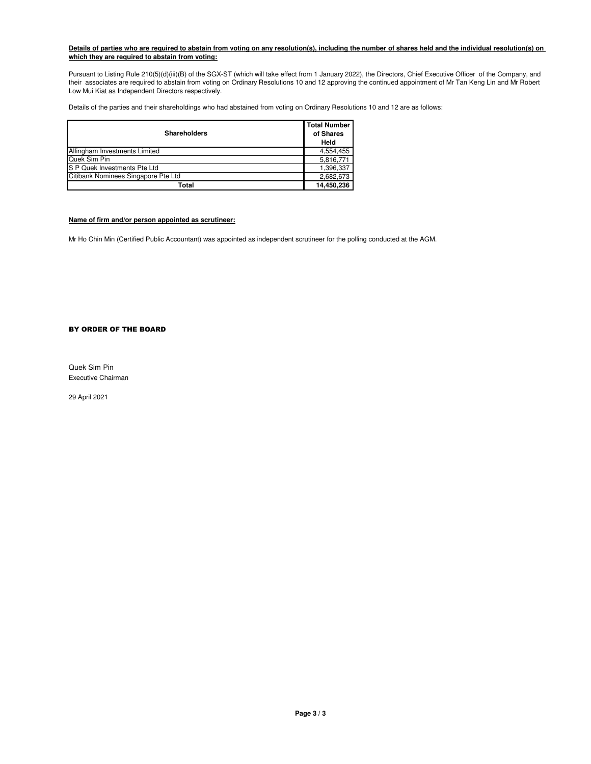**Details of parties who are required to abstain from voting on any resolution(s), including the number of shares held and the individual resolution(s) on which they are required to abstain from voting:**

Pursuant to Listing Rule 210(5)(d)(iii)(B) of the SGX-ST (which will take effect from 1 January 2022), the Directors, Chief Executive Officer of the Company, and their associates are required to abstain from voting on Ordinary Resolutions 10 and 12 approving the continued appointment of Mr Tan Keng Lin and Mr Robert Low Mui Kiat as Independent Directors respectively.

Details of the parties and their shareholdings who had abstained from voting on Ordinary Resolutions 10 and 12 are as follows:

| Shareholders | Total Number of Shares Held |
|---|---|
| Allingham Investments Limited | 4,554,455 |
| Quek Sim Pin | 5,816,771 |
| S P Quek Investments Pte Ltd | 1,396,337 |
| Citibank Nominees Singapore Pte Ltd | 2,682,673 |
| **Total** | **14,450,236** |

**Name of firm and/or person appointed as scrutineer:**

Mr Ho Chin Min (Certified Public Accountant) was appointed as independent scrutineer for the polling conducted at the AGM.

**BY ORDER OF THE BOARD**

Quek Sim Pin
Executive Chairman

29 April 2021